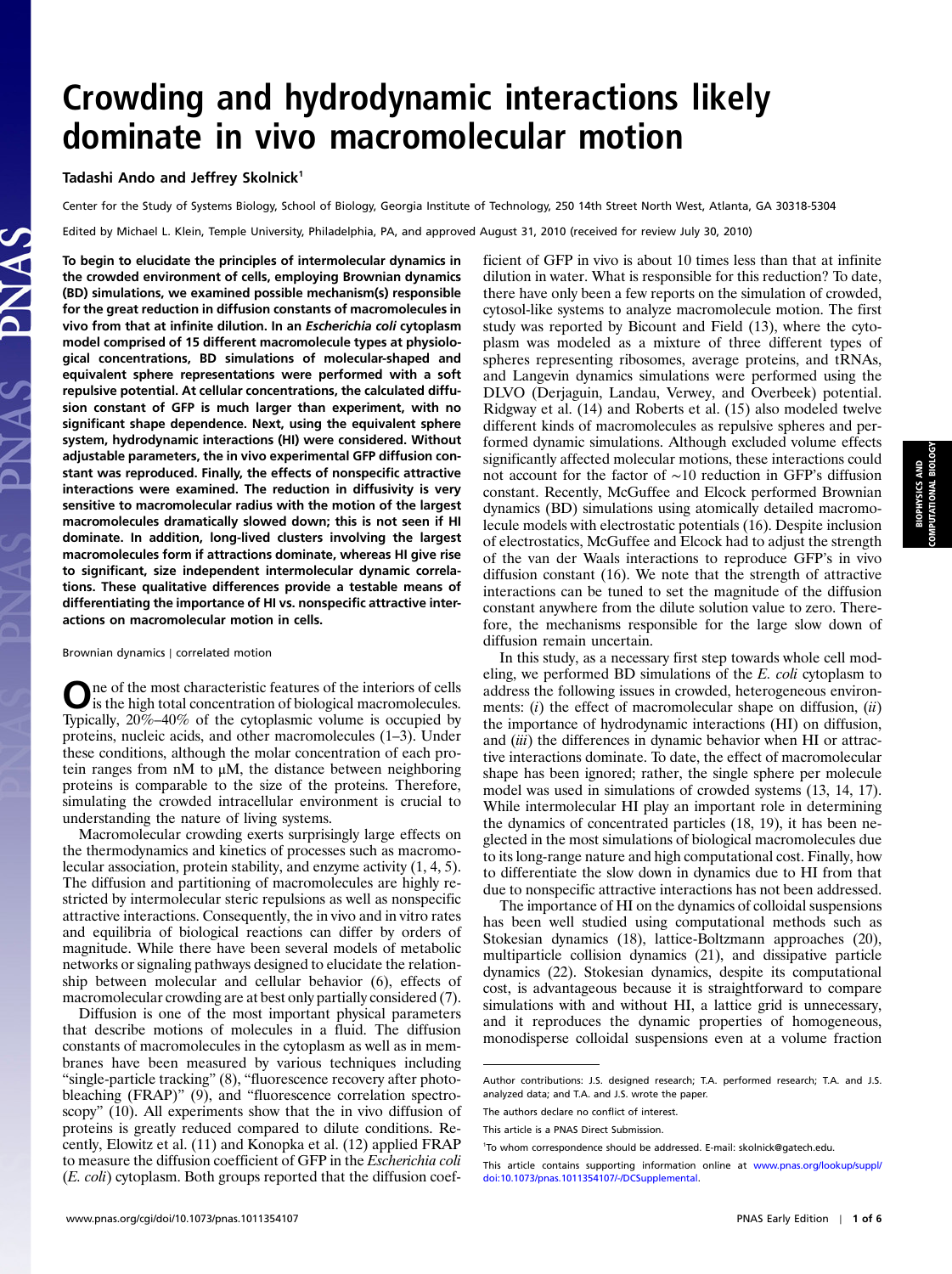# Crowding and hydrodynamic interactions likely dominate in vivo macromolecular motion

**Tadashi Ando and Jeffrey Skolnick[1]**

Center for the Study of Systems Biology, School of Biology, Georgia Institute of Technology, 250 14th Street North West, Atlanta, GA 30318-5304

Edited by Michael L. Klein, Temple University, Philadelphia, PA, and approved August 31, 2010 (received for review July 30, 2010)

**To begin to elucidate the principles of intermolecular dynamics in the crowded environment of cells, employing Brownian dynamics (BD) simulations, we examined possible mechanism(s) responsible for the great reduction in diffusion constants of macromolecules in vivo from that at infinite dilution. In an *Escherichia coli* cytoplasm model comprised of 15 different macromolecule types at physiological concentrations, BD simulations of molecular-shaped and equivalent sphere representations were performed with a soft repulsive potential. At cellular concentrations, the calculated diffusion constant of GFP is much larger than experiment, with no significant shape dependence. Next, using the equivalent sphere system, hydrodynamic interactions (HI) were considered. Without adjustable parameters, the in vivo experimental GFP diffusion constant was reproduced. Finally, the effects of nonspecific attractive interactions were examined. The reduction in diffusivity is very sensitive to macromolecular radius with the motion of the largest macromolecules dramatically slowed down; this is not seen if HI dominate. In addition, long-lived clusters involving the largest macromolecules form if attractions dominate, whereas HI give rise to significant, size independent intermolecular dynamic correlations. These qualitative differences provide a testable means of differentiating the importance of HI vs. nonspecific attractive interactions on macromolecular motion in cells.**

Brownian dynamics | correlated motion

One of the most characteristic features of the interiors of cells is the high total concentration of biological macromolecules. Typically, 20%–40% of the cytoplasmic volume is occupied by proteins, nucleic acids, and other macromolecules (1–3). Under these conditions, although the molar concentration of each protein ranges from nM to μM, the distance between neighboring proteins is comparable to the size of the proteins. Therefore, simulating the crowded intracellular environment is crucial to understanding the nature of living systems.

Macromolecular crowding exerts surprisingly large effects on the thermodynamics and kinetics of processes such as macromolecular association, protein stability, and enzyme activity (1, 4, 5). The diffusion and partitioning of macromolecules are highly restricted by intermolecular steric repulsions as well as nonspecific attractive interactions. Consequently, the in vivo and in vitro rates and equilibria of biological reactions can differ by orders of magnitude. While there have been several models of metabolic networks or signaling pathways designed to elucidate the relationship between molecular and cellular behavior (6), effects of macromolecular crowding are at best only partially considered (7).

Diffusion is one of the most important physical parameters that describe motions of molecules in a fluid. The diffusion constants of macromolecules in the cytoplasm as well as in membranes have been measured by various techniques including "single-particle tracking" (8), "fluorescence recovery after photobleaching (FRAP)" (9), and "fluorescence correlation spectroscopy" (10). All experiments show that the in vivo diffusion of proteins is greatly reduced compared to dilute conditions. Recently, Elowitz et al. (11) and Konopka et al. (12) applied FRAP to measure the diffusion coefficient of GFP in the *Escherichia coli* (*E. coli*) cytoplasm. Both groups reported that the diffusion coefficient of GFP in vivo is about 10 times less than that at infinite dilution in water. What is responsible for this reduction? To date, there have only been a few reports on the simulation of crowded, cytosol-like systems to analyze macromolecule motion. The first study was reported by Bicount and Field (13), where the cytoplasm was modeled as a mixture of three different types of spheres representing ribosomes, average proteins, and tRNAs, and Langevin dynamics simulations were performed using the DLVO (Derjaguin, Landau, Verwey, and Overbeek) potential. Ridgway et al. (14) and Roberts et al. (15) also modeled twelve different kinds of macromolecules as repulsive spheres and performed dynamic simulations. Although excluded volume effects significantly affected molecular motions, these interactions could not account for the factor of ~10 reduction in GFP's diffusion constant. Recently, McGuffee and Elcock performed Brownian dynamics (BD) simulations using atomically detailed macromolecule models with electrostatic potentials (16). Despite inclusion of electrostatics, McGuffee and Elcock had to adjust the strength of the van der Waals interactions to reproduce GFP's in vivo diffusion constant (16). We note that the strength of attractive interactions can be tuned to set the magnitude of the diffusion constant anywhere from the dilute solution value to zero. Therefore, the mechanisms responsible for the large slow down of diffusion remain uncertain.

In this study, as a necessary first step towards whole cell modeling, we performed BD simulations of the *E. coli* cytoplasm to address the following issues in crowded, heterogeneous environments: (*i*) the effect of macromolecular shape on diffusion, (*ii*) the importance of hydrodynamic interactions (HI) on diffusion, and (*iii*) the differences in dynamic behavior when HI or attractive interactions dominate. To date, the effect of macromolecular shape has been ignored; rather, the single sphere per molecule model was used in simulations of crowded systems (13, 14, 17). While intermolecular HI play an important role in determining the dynamics of concentrated particles (18, 19), it has been neglected in the most simulations of biological macromolecules due to its long-range nature and high computational cost. Finally, how to differentiate the slow down in dynamics due to HI from that due to nonspecific attractive interactions has not been addressed.

The importance of HI on the dynamics of colloidal suspensions has been well studied using computational methods such as Stokesian dynamics (18), lattice-Boltzmann approaches (20), multiparticle collision dynamics (21), and dissipative particle dynamics (22). Stokesian dynamics, despite its computational cost, is advantageous because it is straightforward to compare simulations with and without HI, a lattice grid is unnecessary, and it reproduces the dynamic properties of homogeneous, monodisperse colloidal suspensions even at a volume fraction

Author contributions: J.S. designed research; T.A. performed research; T.A. and J.S. analyzed data; and T.A. and J.S. wrote the paper.

The authors declare no conflict of interest.

This article is a PNAS Direct Submission.

[1]To whom correspondence should be addressed. E-mail: skolnick@gatech.edu.

This article contains supporting information online at www.pnas.org/lookup/suppl/doi:10.1073/pnas.1011354107/-/DCSupplemental.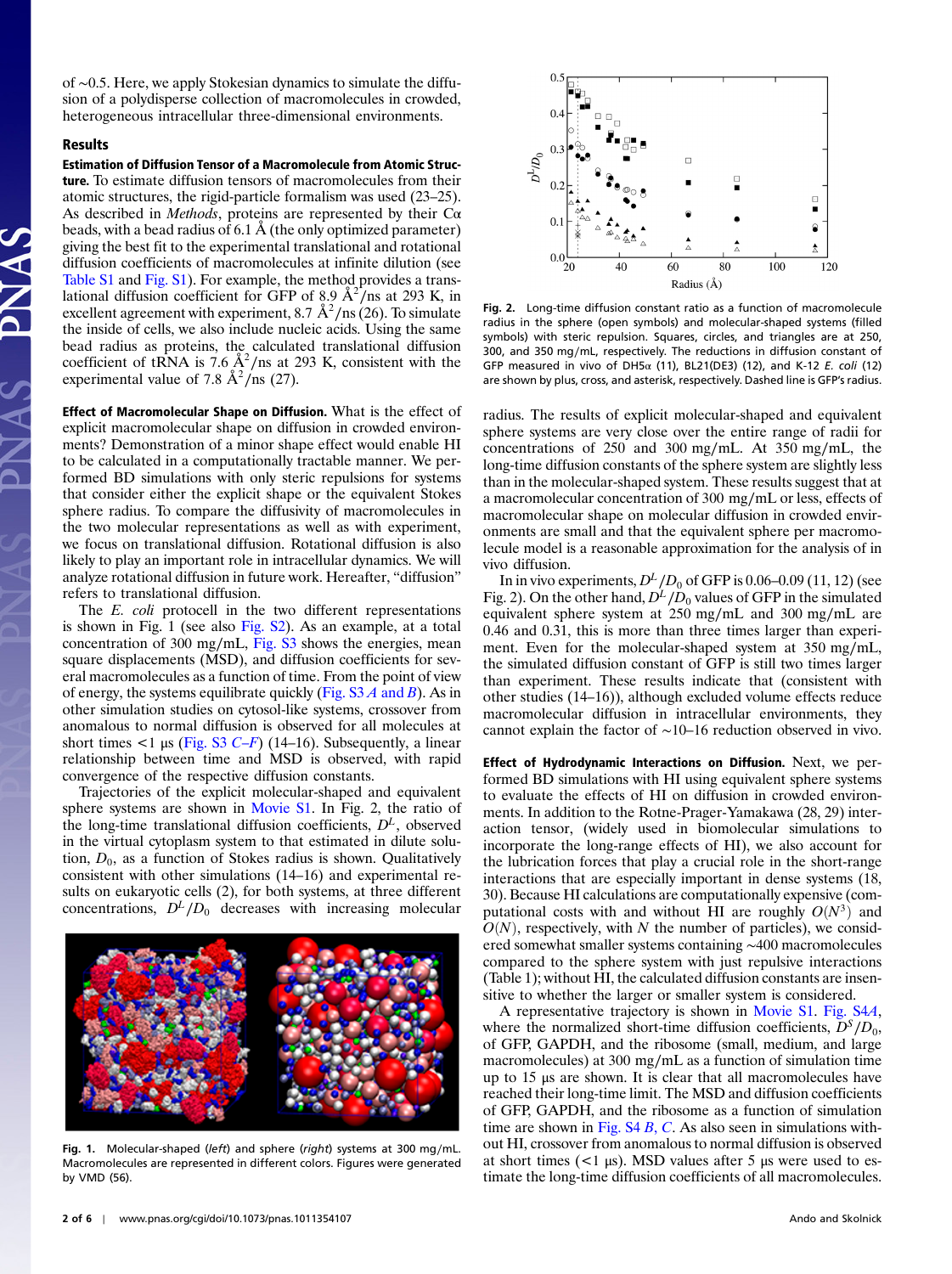of ~0.5. Here, we apply Stokesian dynamics to simulate the diffusion of a polydisperse collection of macromolecules in crowded, heterogeneous intracellular three-dimensional environments.

## Results

**Estimation of Diffusion Tensor of a Macromolecule from Atomic Structure.** To estimate diffusion tensors of macromolecules from their atomic structures, the rigid-particle formalism was used (23–25). As described in *Methods*, proteins are represented by their Cα beads, with a bead radius of 6.1 Å (the only optimized parameter) giving the best fit to the experimental translational and rotational diffusion coefficients of macromolecules at infinite dilution (see Table S1 and Fig. S1). For example, the method provides a translational diffusion coefficient for GFP of 8.9 $\text{Å}^2$/ns at 293 K, in excellent agreement with experiment, 8.7 $\text{Å}^2$/ns (26). To simulate the inside of cells, we also include nucleic acids. Using the same bead radius as proteins, the calculated translational diffusion coefficient of tRNA is 7.6 $\text{Å}^2$/ns at 293 K, consistent with the experimental value of 7.8 $\text{Å}^2$/ns (27).

**Effect of Macromolecular Shape on Diffusion.** What is the effect of explicit macromolecular shape on diffusion in crowded environments? Demonstration of a minor shape effect would enable HI to be calculated in a computationally tractable manner. We performed BD simulations with only steric repulsions for systems that consider either the explicit shape or the equivalent Stokes sphere radius. To compare the diffusivity of macromolecules in the two molecular representations as well as with experiment, we focus on translational diffusion. Rotational diffusion is also likely to play an important role in intracellular dynamics. We will analyze rotational diffusion in future work. Hereafter, "diffusion" refers to translational diffusion.

The *E. coli* protocell in the two different representations is shown in Fig. 1 (see also Fig. S2). As an example, at a total concentration of 300 mg/mL, Fig. S3 shows the energies, mean square displacements (MSD), and diffusion coefficients for several macromolecules as a function of time. From the point of view of energy, the systems equilibrate quickly (Fig. S3 *A* and *B*). As in other simulation studies on cytosol-like systems, crossover from anomalous to normal diffusion is observed for all molecules at short times <1 μs (Fig. S3 *C*–*F*) (14–16). Subsequently, a linear relationship between time and MSD is observed, with rapid convergence of the respective diffusion constants.

Trajectories of the explicit molecular-shaped and equivalent sphere systems are shown in Movie S1. In Fig. 2, the ratio of the long-time translational diffusion coefficients, $D^L$, observed in the virtual cytoplasm system to that estimated in dilute solution, $D_0$, as a function of Stokes radius is shown. Qualitatively consistent with other simulations (14–16) and experimental results on eukaryotic cells (2), for both systems, at three different concentrations, $D^L/D_0$ decreases with increasing molecular radius. The results of explicit molecular-shaped and equivalent sphere systems are very close over the entire range of radii for concentrations of 250 and 300 mg/mL. At 350 mg/mL, the long-time diffusion constants of the sphere system are slightly less than in the molecular-shaped system. These results suggest that at a macromolecular concentration of 300 mg/mL or less, effects of macromolecular shape on molecular diffusion in crowded environments are small and that the equivalent sphere per macromolecule model is a reasonable approximation for the analysis of in vivo diffusion.

Fig. 1. Molecular-shaped (*left*) and sphere (*right*) systems at 300 mg/mL. Macromolecules are represented in different colors. Figures were generated by VMD (56).

Fig. 2. Long-time diffusion constant ratio as a function of macromolecule radius in the sphere (open symbols) and molecular-shaped systems (filled symbols) with steric repulsion. Squares, circles, and triangles are at 250, 300, and 350 mg/mL, respectively. The reductions in diffusion constant of GFP measured in vivo of DH5α (11), BL21(DE3) (12), and K-12 *E. coli* (12) are shown by plus, cross, and asterisk, respectively. Dashed line is GFP's radius.

In in vivo experiments, $D^L/D_0$ of GFP is 0.06–0.09 (11, 12) (see Fig. 2). On the other hand, $D^L/D_0$ values of GFP in the simulated equivalent sphere system at 250 mg/mL and 300 mg/mL are 0.46 and 0.31, this is more than three times larger than experiment. Even for the molecular-shaped system at 350 mg/mL, the simulated diffusion constant of GFP is still two times larger than experiment. These results indicate that (consistent with other studies (14–16)), although excluded volume effects reduce macromolecular diffusion in intracellular environments, they cannot explain the factor of ~10–16 reduction observed in vivo.

**Effect of Hydrodynamic Interactions on Diffusion.** Next, we performed BD simulations with HI using equivalent sphere systems to evaluate the effects of HI on diffusion in crowded environments. In addition to the Rotne-Prager-Yamakawa (28, 29) interaction tensor, (widely used in biomolecular simulations to incorporate the long-range effects of HI), we also account for the lubrication forces that play a crucial role in the short-range interactions that are especially important in dense systems (18, 30). Because HI calculations are computationally expensive (computational costs with and without HI are roughly $O(N^3)$ and $O(N)$, respectively, with $N$ the number of particles), we considered somewhat smaller systems containing ~400 macromolecules compared to the sphere system with just repulsive interactions (Table 1); without HI, the calculated diffusion constants are insensitive to whether the larger or smaller system is considered.

A representative trajectory is shown in Movie S1. Fig. S4*A*, where the normalized short-time diffusion coefficients, $D^S/D_0$, of GFP, GAPDH, and the ribosome (small, medium, and large macromolecules) at 300 mg/mL as a function of simulation time up to 15 μs are shown. It is clear that all macromolecules have reached their long-time limit. The MSD and diffusion coefficients of GFP, GAPDH, and the ribosome as a function of simulation time are shown in Fig. S4 *B*, *C*. As also seen in simulations without HI, crossover from anomalous to normal diffusion is observed at short times (<1 μs). MSD values after 5 μs were used to estimate the long-time diffusion coefficients of all macromolecules.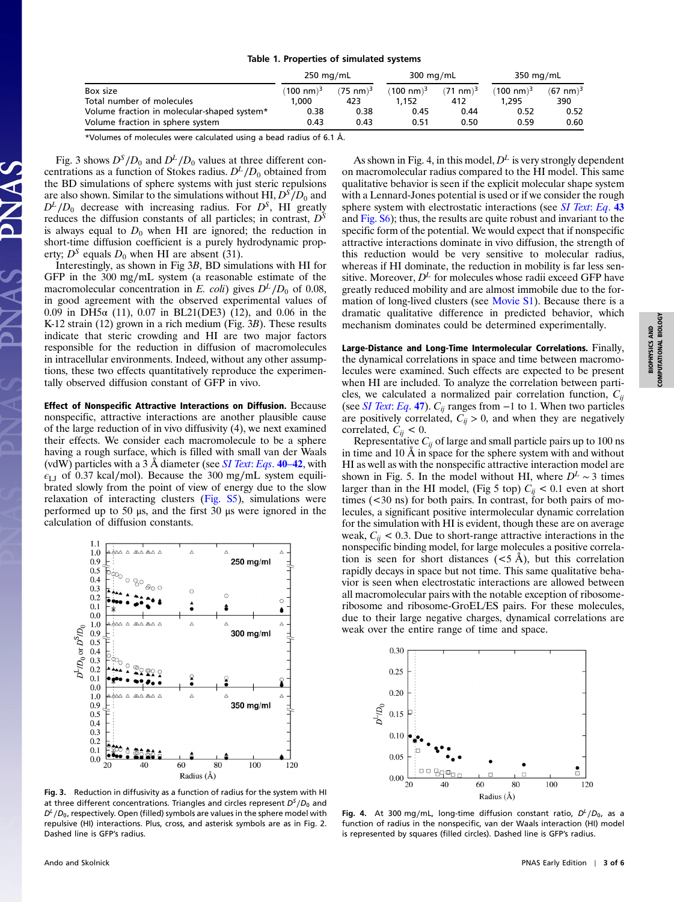**Table 1. Properties of simulated systems**

| | 250 mg/mL | | 300 mg/mL | | 350 mg/mL | |
|---|---|---|---|---|---|---|
| Box size | (100 nm)$^3$ | (75 nm)$^3$ | (100 nm)$^3$ | (71 nm)$^3$ | (100 nm)$^3$ | (67 nm)$^3$ |
| Total number of molecules | 1,000 | 423 | 1,152 | 412 | 1,295 | 390 |
| Volume fraction in molecular-shaped system* | 0.38 | 0.38 | 0.45 | 0.44 | 0.52 | 0.52 |
| Volume fraction in sphere system | 0.43 | 0.43 | 0.51 | 0.50 | 0.59 | 0.60 |

*Volumes of molecules were calculated using a bead radius of 6.1 Å.

Fig. 3 shows $D^S/D_0$ and $D^L/D_0$ values at three different concentrations as a function of Stokes radius. $D^L/D_0$ obtained from the BD simulations of sphere systems with just steric repulsions are also shown. Similar to the simulations without HI, $D^S/D_0$ and $D^L/D_0$ decrease with increasing radius. For $D^S$, HI greatly reduces the diffusion constants of all particles; in contrast, $D^S$ is always equal to $D_0$ when HI are ignored; the reduction in short-time diffusion coefficient is a purely hydrodynamic property; $D^S$ equals $D_0$ when HI are absent (31).

Interestingly, as shown in Fig 3B, BD simulations with HI for GFP in the 300 mg/mL system (a reasonable estimate of the macromolecular concentration in *E. coli*) gives $D^L/D_0$ of 0.08, in good agreement with the observed experimental values of 0.09 in DH5α (11), 0.07 in BL21(DE3) (12), and 0.06 in the K-12 strain (12) grown in a rich medium (Fig. 3B). These results indicate that steric crowding and HI are two major factors responsible for the reduction in diffusion of macromolecules in intracellular environments. Indeed, without any other assumptions, these two effects quantitatively reproduce the experimentally observed diffusion constant of GFP in vivo.

**Effect of Nonspecific Attractive Interactions on Diffusion.** Because nonspecific, attractive interactions are another plausible cause of the large reduction of in vivo diffusivity (4), we next examined their effects. We consider each macromolecule to be a sphere having a rough surface, which is filled with small van der Waals (vdW) particles with a 3 Å diameter (see *SI Text*: *Eqs*. **40–42**, with $\epsilon_{LJ}$ of 0.37 kcal/mol). Because the 300 mg/mL system equilibrated slowly from the point of view of energy due to the slow relaxation of interacting clusters (Fig. S5), simulations were performed up to 50 μs, and the first 30 μs were ignored in the calculation of diffusion constants.

250 mg/ml
300 mg/ml
350 mg/ml
$D^L/D_0$ or $D^S/D_0$
Radius (Å)

Fig. 3. Reduction in diffusivity as a function of radius for the system with HI at three different concentrations. Triangles and circles represent $D^S/D_0$ and $D^L/D_0$, respectively. Open (filled) symbols are values in the sphere model with repulsive (HI) interactions. Plus, cross, and asterisk symbols are as in Fig. 2. Dashed line is GFP's radius.

As shown in Fig. 4, in this model, $D^L$ is very strongly dependent on macromolecular radius compared to the HI model. This same qualitative behavior is seen if the explicit molecular shape system with a Lennard-Jones potential is used or if we consider the rough sphere system with electrostatic interactions (see *SI Text*: *Eq*. **43** and Fig. S6); thus, the results are quite robust and invariant to the specific form of the potential. We would expect that if nonspecific attractive interactions dominate in vivo diffusion, the strength of this reduction would be very sensitive to molecular radius, whereas if HI dominate, the reduction in mobility is far less sensitive. Moreover, $D^L$ for molecules whose radii exceed GFP have greatly reduced mobility and are almost immobile due to the formation of long-lived clusters (see Movie S1). Because there is a dramatic qualitative difference in predicted behavior, which mechanism dominates could be determined experimentally.

**Large-Distance and Long-Time Intermolecular Correlations.** Finally, the dynamical correlations in space and time between macromolecules were examined. Such effects are expected to be present when HI are included. To analyze the correlation between particles, we calculated a normalized pair correlation function, $C_{ij}$ (see *SI Text*: *Eq*. **47**). $C_{ij}$ ranges from −1 to 1. When two particles are positively correlated, $C_{ij} > 0$, and when they are negatively correlated, $C_{ij} < 0$.

Representative $C_{ij}$ of large and small particle pairs up to 100 ns in time and 10 Å in space for the sphere system with and without HI as well as with the nonspecific attractive interaction model are shown in Fig. 5. In the model without HI, where $D^L \sim 3$ times larger than in the HI model, (Fig 5 top) $C_{ij} < 0.1$ even at short times (<30 ns) for both pairs. In contrast, for both pairs of molecules, a significant positive intermolecular dynamic correlation for the simulation with HI is evident, though these are on average weak, $C_{ij} < 0.3$. Due to short-range attractive interactions in the nonspecific binding model, for large molecules a positive correlation is seen for short distances (<5 Å), but this correlation rapidly decays in space but not time. This same qualitative behavior is seen when electrostatic interactions are allowed between all macromolecular pairs with the notable exception of ribosome-ribosome and ribosome-GroEL/ES pairs. For these molecules, due to their large negative charges, dynamical correlations are weak over the entire range of time and space.

$D^L/D_0$
Radius (Å)

Fig. 4. At 300 mg/mL, long-time diffusion constant ratio, $D^L/D_0$, as a function of radius in the nonspecific, van der Waals interaction (HI) model is represented by squares (filled circles). Dashed line is GFP's radius.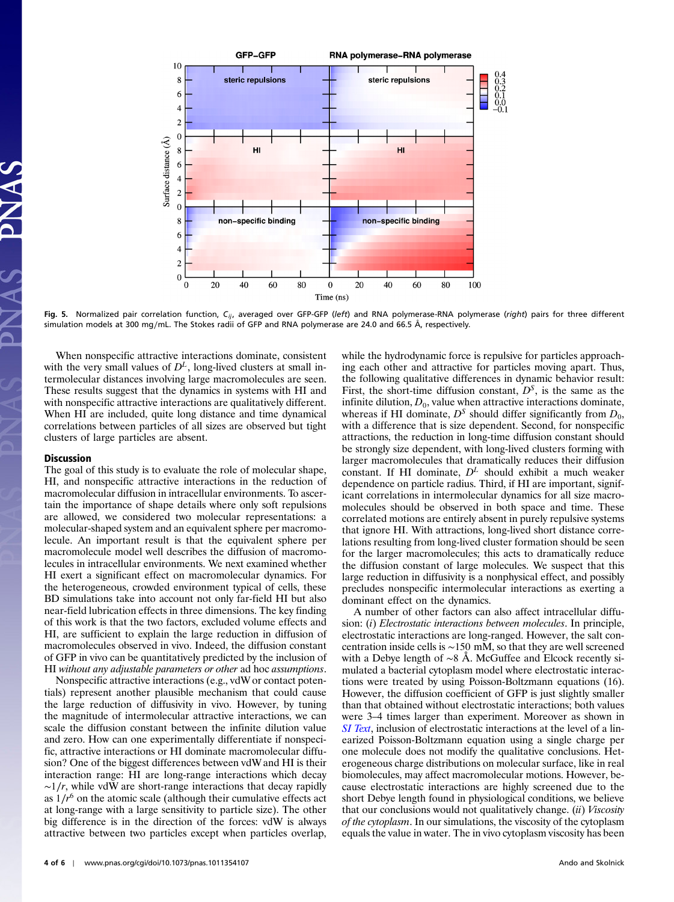GFP–GFP

RNA polymerase–RNA polymerase

steric repulsions

HI

non–specific binding

Surface distance (Å)

Time (ns)

0 20 40 60 80 0 20 40 60 80 100

0 2 4 6 8 10

0.4 0.3 0.2 0.1 0.0 −0.1

**Fig. 5.** Normalized pair correlation function, $C_{ij}$, averaged over GFP-GFP (*left*) and RNA polymerase-RNA polymerase (*right*) pairs for three different simulation models at 300 mg/mL. The Stokes radii of GFP and RNA polymerase are 24.0 and 66.5 Å, respectively.

When nonspecific attractive interactions dominate, consistent with the very small values of $D^L$, long-lived clusters at small intermolecular distances involving large macromolecules are seen. These results suggest that the dynamics in systems with HI and with nonspecific attractive interactions are qualitatively different. When HI are included, quite long distance and time dynamical correlations between particles of all sizes are observed but tight clusters of large particles are absent.

## Discussion

The goal of this study is to evaluate the role of molecular shape, HI, and nonspecific attractive interactions in the reduction of macromolecular diffusion in intracellular environments. To ascertain the importance of shape details where only soft repulsions are allowed, we considered two molecular representations: a molecular-shaped system and an equivalent sphere per macromolecule. An important result is that the equivalent sphere per macromolecule model well describes the diffusion of macromolecules in intracellular environments. We next examined whether HI exert a significant effect on macromolecular dynamics. For the heterogeneous, crowded environment typical of cells, these BD simulations take into account not only far-field HI but also near-field lubrication effects in three dimensions. The key finding of this work is that the two factors, excluded volume effects and HI, are sufficient to explain the large reduction in diffusion of macromolecules observed in vivo. Indeed, the diffusion constant of GFP in vivo can be quantitatively predicted by the inclusion of HI *without any adjustable parameters or other* ad hoc *assumptions*.

Nonspecific attractive interactions (e.g., vdW or contact potentials) represent another plausible mechanism that could cause the large reduction of diffusivity in vivo. However, by tuning the magnitude of intermolecular attractive interactions, we can scale the diffusion constant between the infinite dilution value and zero. How can one experimentally differentiate if nonspecific, attractive interactions or HI dominate macromolecular diffusion? One of the biggest differences between vdW and HI is their interaction range: HI are long-range interactions which decay $\sim 1/r$, while vdW are short-range interactions that decay rapidly as $1/r^6$ on the atomic scale (although their cumulative effects act at long-range with a large sensitivity to particle size). The other big difference is in the direction of the forces: vdW is always attractive between two particles except when particles overlap, while the hydrodynamic force is repulsive for particles approaching each other and attractive for particles moving apart. Thus, the following qualitative differences in dynamic behavior result: First, the short-time diffusion constant, $D^S$, is the same as the infinite dilution, $D_0$, value when attractive interactions dominate, whereas if HI dominate, $D^S$ should differ significantly from $D_0$, with a difference that is size dependent. Second, for nonspecific attractions, the reduction in long-time diffusion constant should be strongly size dependent, with long-lived clusters forming with larger macromolecules that dramatically reduces their diffusion constant. If HI dominate, $D^L$ should exhibit a much weaker dependence on particle radius. Third, if HI are important, significant correlations in intermolecular dynamics for all size macromolecules should be observed in both space and time. These correlated motions are entirely absent in purely repulsive systems that ignore HI. With attractions, long-lived short distance correlations resulting from long-lived cluster formation should be seen for the larger macromolecules; this acts to dramatically reduce the diffusion constant of large molecules. We suspect that this large reduction in diffusivity is a nonphysical effect, and possibly precludes nonspecific intermolecular interactions as exerting a dominant effect on the dynamics.

A number of other factors can also affect intracellular diffusion: (*i*) *Electrostatic interactions between molecules*. In principle, electrostatic interactions are long-ranged. However, the salt concentration inside cells is ~150 mM, so that they are well screened with a Debye length of ~8 Å. McGuffee and Elcock recently simulated a bacterial cytoplasm model where electrostatic interactions were treated by using Poisson-Boltzmann equations (16). However, the diffusion coefficient of GFP is just slightly smaller than that obtained without electrostatic interactions; both values were 3–4 times larger than experiment. Moreover as shown in *SI Text*, inclusion of electrostatic interactions at the level of a linearized Poisson-Boltzmann equation using a single charge per one molecule does not modify the qualitative conclusions. Heterogeneous charge distributions on molecular surface, like in real biomolecules, may affect macromolecular motions. However, because electrostatic interactions are highly screened due to the short Debye length found in physiological conditions, we believe that our conclusions would not qualitatively change. (*ii*) *Viscosity of the cytoplasm*. In our simulations, the viscosity of the cytoplasm equals the value in water. The in vivo cytoplasm viscosity has been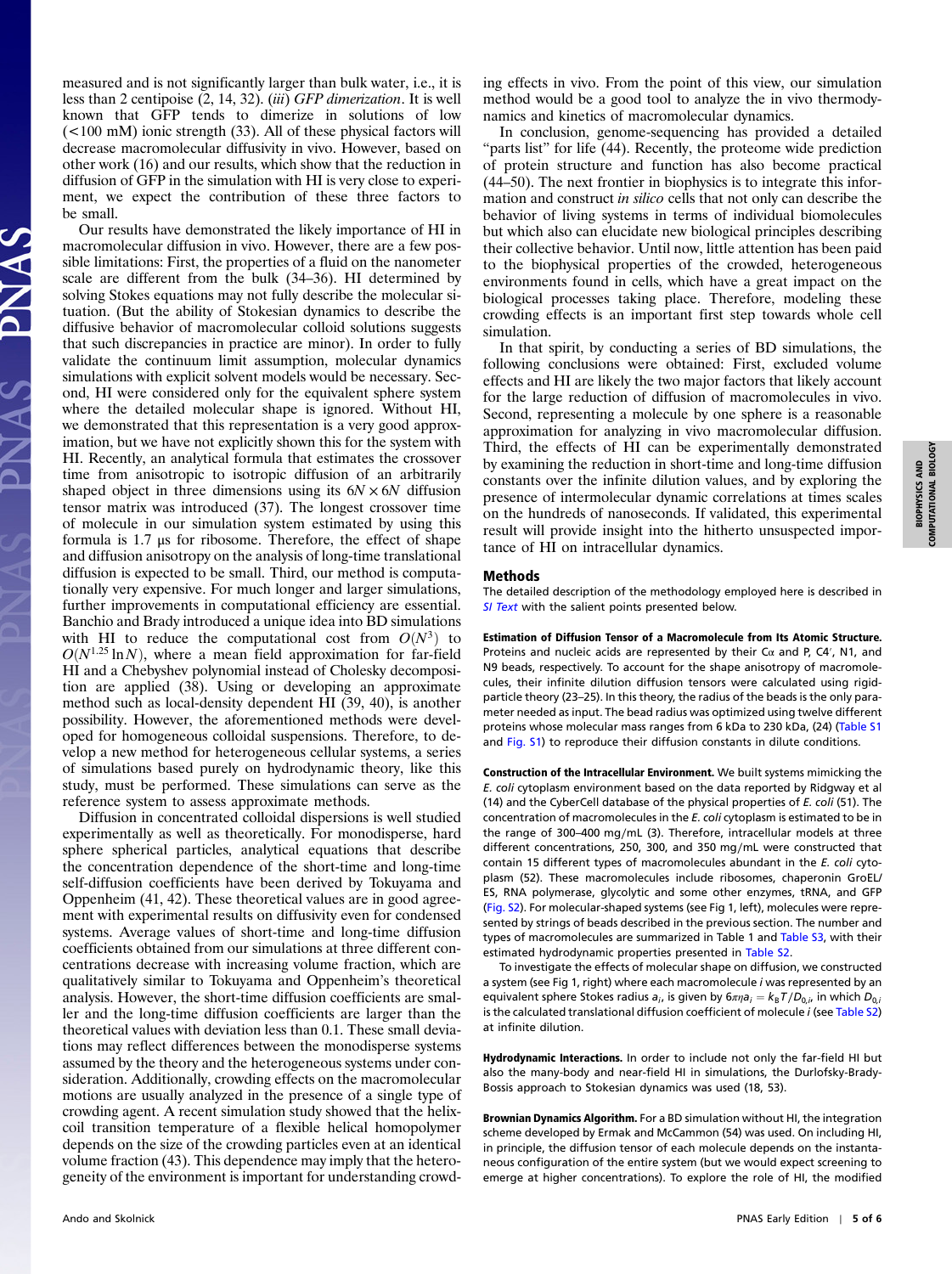measured and is not significantly larger than bulk water, i.e., it is less than 2 centipoise (2, 14, 32). (*iii*) *GFP dimerization*. It is well known that GFP tends to dimerize in solutions of low (<100 mM) ionic strength (33). All of these physical factors will decrease macromolecular diffusivity in vivo. However, based on other work (16) and our results, which show that the reduction in diffusion of GFP in the simulation with HI is very close to experiment, we expect the contribution of these three factors to be small.

Our results have demonstrated the likely importance of HI in macromolecular diffusion in vivo. However, there are a few possible limitations: First, the properties of a fluid on the nanometer scale are different from the bulk (34–36). HI determined by solving Stokes equations may not fully describe the molecular situation. (But the ability of Stokesian dynamics to describe the diffusive behavior of macromolecular colloid solutions suggests that such discrepancies in practice are minor). In order to fully validate the continuum limit assumption, molecular dynamics simulations with explicit solvent models would be necessary. Second, HI were considered only for the equivalent sphere system where the detailed molecular shape is ignored. Without HI, we demonstrated that this representation is a very good approximation, but we have not explicitly shown this for the system with HI. Recently, an analytical formula that estimates the crossover time from anisotropic to isotropic diffusion of an arbitrarily shaped object in three dimensions using its $6N \times 6N$ diffusion tensor matrix was introduced (37). The longest crossover time of molecule in our simulation system estimated by using this formula is 1.7 μs for ribosome. Therefore, the effect of shape and diffusion anisotropy on the analysis of long-time translational diffusion is expected to be small. Third, our method is computationally very expensive. For much longer and larger simulations, further improvements in computational efficiency are essential. Banchio and Brady introduced a unique idea into BD simulations with HI to reduce the computational cost from $O(N^3)$ to $O(N^{1.25} \ln N)$, where a mean field approximation for far-field HI and a Chebyshev polynomial instead of Cholesky decomposition are applied (38). Using or developing an approximate method such as local-density dependent HI (39, 40), is another possibility. However, the aforementioned methods were developed for homogeneous colloidal suspensions. Therefore, to develop a new method for heterogeneous cellular systems, a series of simulations based purely on hydrodynamic theory, like this study, must be performed. These simulations can serve as the reference system to assess approximate methods.

Diffusion in concentrated colloidal dispersions is well studied experimentally as well as theoretically. For monodisperse, hard sphere spherical particles, analytical equations that describe the concentration dependence of the short-time and long-time self-diffusion coefficients have been derived by Tokuyama and Oppenheim (41, 42). These theoretical values are in good agreement with experimental results on diffusivity even for condensed systems. Average values of short-time and long-time diffusion coefficients obtained from our simulations at three different concentrations decrease with increasing volume fraction, which are qualitatively similar to Tokuyama and Oppenheim's theoretical analysis. However, the short-time diffusion coefficients are smaller and the long-time diffusion coefficients are larger than the theoretical values with deviation less than 0.1. These small deviations may reflect differences between the monodisperse systems assumed by the theory and the heterogeneous systems under consideration. Additionally, crowding effects on the macromolecular motions are usually analyzed in the presence of a single type of crowding agent. A recent simulation study showed that the helix-coil transition temperature of a flexible helical homopolymer depends on the size of the crowding particles even at an identical volume fraction (43). This dependence may imply that the heterogeneity of the environment is important for understanding crowding effects in vivo. From the point of this view, our simulation method would be a good tool to analyze the in vivo thermodynamics and kinetics of macromolecular dynamics.

In conclusion, genome-sequencing has provided a detailed "parts list" for life (44). Recently, the proteome wide prediction of protein structure and function has also become practical (44–50). The next frontier in biophysics is to integrate this information and construct *in silico* cells that not only can describe the behavior of living systems in terms of individual biomolecules but which also can elucidate new biological principles describing their collective behavior. Until now, little attention has been paid to the biophysical properties of the crowded, heterogeneous environments found in cells, which have a great impact on the biological processes taking place. Therefore, modeling these crowding effects is an important first step towards whole cell simulation.

In that spirit, by conducting a series of BD simulations, the following conclusions were obtained: First, excluded volume effects and HI are likely the two major factors that likely account for the large reduction of diffusion of macromolecules in vivo. Second, representing a molecule by one sphere is a reasonable approximation for analyzing in vivo macromolecular diffusion. Third, the effects of HI can be experimentally demonstrated by examining the reduction in short-time and long-time diffusion constants over the infinite dilution values, and by exploring the presence of intermolecular dynamic correlations at times scales on the hundreds of nanoseconds. If validated, this experimental result will provide insight into the hitherto unsuspected importance of HI on intracellular dynamics.

## Methods

The detailed description of the methodology employed here is described in *SI Text* with the salient points presented below.

**Estimation of Diffusion Tensor of a Macromolecule from Its Atomic Structure.** Proteins and nucleic acids are represented by their Cα and P, C4′, N1, and N9 beads, respectively. To account for the shape anisotropy of macromolecules, their infinite dilution diffusion tensors were calculated using rigid-particle theory (23–25). In this theory, the radius of the beads is the only parameter needed as input. The bead radius was optimized using twelve different proteins whose molecular mass ranges from 6 kDa to 230 kDa, (24) (Table S1 and Fig. S1) to reproduce their diffusion constants in dilute conditions.

**Construction of the Intracellular Environment.** We built systems mimicking the *E. coli* cytoplasm environment based on the data reported by Ridgway et al (14) and the CyberCell database of the physical properties of *E. coli* (51). The concentration of macromolecules in the *E. coli* cytoplasm is estimated to be in the range of 300–400 mg/mL (3). Therefore, intracellular models at three different concentrations, 250, 300, and 350 mg/mL were constructed that contain 15 different types of macromolecules abundant in the *E. coli* cytoplasm (52). These macromolecules include ribosomes, chaperonin GroEL/ES, RNA polymerase, glycolytic and some other enzymes, tRNA, and GFP (Fig. S2). For molecular-shaped systems (see Fig 1, left), molecules were represented by strings of beads described in the previous section. The number and types of macromolecules are summarized in Table 1 and Table S3, with their estimated hydrodynamic properties presented in Table S2.

To investigate the effects of molecular shape on diffusion, we constructed a system (see Fig 1, right) where each macromolecule $i$ was represented by an equivalent sphere Stokes radius $a_i$, is given by $6\pi\eta a_i = k_B T / D_{0,i}$, in which $D_{0,i}$ is the calculated translational diffusion coefficient of molecule $i$ (see Table S2) at infinite dilution.

**Hydrodynamic Interactions.** In order to include not only the far-field HI but also the many-body and near-field HI in simulations, the Durlofsky-Brady-Bossis approach to Stokesian dynamics was used (18, 53).

**Brownian Dynamics Algorithm.** For a BD simulation without HI, the integration scheme developed by Ermak and McCammon (54) was used. On including HI, in principle, the diffusion tensor of each molecule depends on the instantaneous configuration of the entire system (but we would expect screening to emerge at higher concentrations). To explore the role of HI, the modified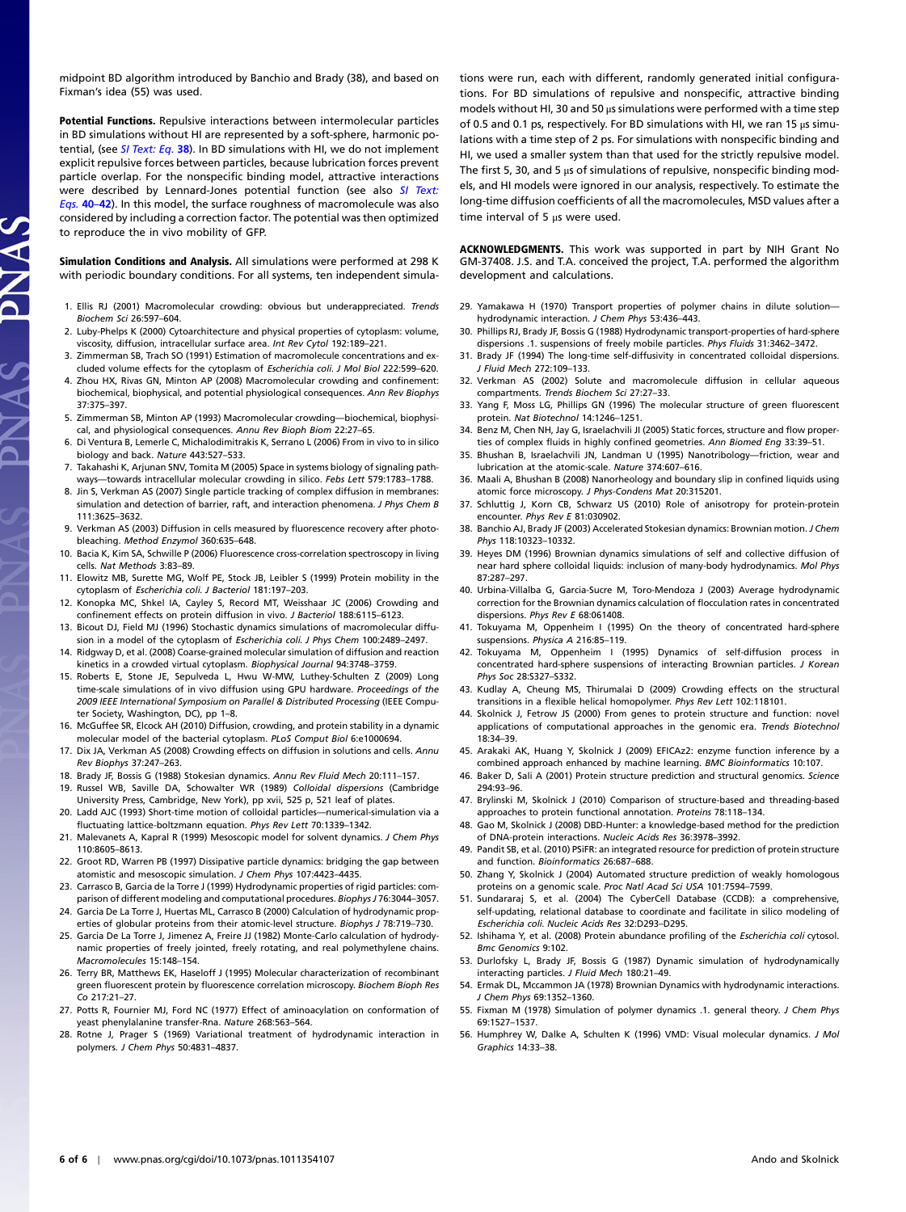midpoint BD algorithm introduced by Banchio and Brady (38), and based on Fixman's idea (55) was used.

**Potential Functions.** Repulsive interactions between intermolecular particles in BD simulations without HI are represented by a soft-sphere, harmonic potential, (see *SI Text: Eq.* **38**). In BD simulations with HI, we do not implement explicit repulsive forces between particles, because lubrication forces prevent particle overlap. For the nonspecific binding model, attractive interactions were described by Lennard-Jones potential function (see also *SI Text: Eqs.* **40**–**42**). In this model, the surface roughness of macromolecule was also considered by including a correction factor. The potential was then optimized to reproduce the in vivo mobility of GFP.

**Simulation Conditions and Analysis.** All simulations were performed at 298 K with periodic boundary conditions. For all systems, ten independent simulations were run, each with different, randomly generated initial configurations. For BD simulations of repulsive and nonspecific, attractive binding models without HI, 30 and 50 μs simulations were performed with a time step of 0.5 and 0.1 ps, respectively. For BD simulations with HI, we ran 15 μs simulations with a time step of 2 ps. For simulations with nonspecific binding and HI, we used a smaller system than that used for the strictly repulsive model. The first 5, 30, and 5 μs of simulations of repulsive, nonspecific binding models, and HI models were ignored in our analysis, respectively. To estimate the long-time diffusion coefficients of all the macromolecules, MSD values after a time interval of 5 μs were used.

**ACKNOWLEDGMENTS.** This work was supported in part by NIH Grant No GM-37408. J.S. and T.A. conceived the project, T.A. performed the algorithm development and calculations.

1. Ellis RJ (2001) Macromolecular crowding: obvious but underappreciated. *Trends Biochem Sci* 26:597–604.
2. Luby-Phelps K (2000) Cytoarchitecture and physical properties of cytoplasm: volume, viscosity, diffusion, intracellular surface area. *Int Rev Cytol* 192:189–221.
3. Zimmerman SB, Trach SO (1991) Estimation of macromolecule concentrations and excluded volume effects for the cytoplasm of *Escherichia coli*. *J Mol Biol* 222:599–620.
4. Zhou HX, Rivas GN, Minton AP (2008) Macromolecular crowding and confinement: biochemical, biophysical, and potential physiological consequences. *Ann Rev Biophys* 37:375–397.
5. Zimmerman SB, Minton AP (1993) Macromolecular crowding—biochemical, biophysical, and physiological consequences. *Annu Rev Bioph Biom* 22:27–65.
6. Di Ventura B, Lemerle C, Michalodimitrakis K, Serrano L (2006) From in vivo to in silico biology and back. *Nature* 443:527–533.
7. Takahashi K, Arjunan SNV, Tomita M (2005) Space in systems biology of signaling pathways—towards intracellular molecular crowding in silico. *Febs Lett* 579:1783–1788.
8. Jin S, Verkman AS (2007) Single particle tracking of complex diffusion in membranes: simulation and detection of barrier, raft, and interaction phenomena. *J Phys Chem B* 111:3625–3632.
9. Verkman AS (2003) Diffusion in cells measured by fluorescence recovery after photobleaching. *Method Enzymol* 360:635–648.
10. Bacia K, Kim SA, Schwille P (2006) Fluorescence cross-correlation spectroscopy in living cells. *Nat Methods* 3:83–89.
11. Elowitz MB, Surette MG, Wolf PE, Stock JB, Leibler S (1999) Protein mobility in the cytoplasm of *Escherichia coli*. *J Bacteriol* 181:197–203.
12. Konopka MC, Shkel IA, Cayley S, Record MT, Weisshaar JC (2006) Crowding and confinement effects on protein diffusion in vivo. *J Bacteriol* 188:6115–6123.
13. Bicout DJ, Field MJ (1996) Stochastic dynamics simulations of macromolecular diffusion in a model of the cytoplasm of *Escherichia coli*. *J Phys Chem* 100:2489–2497.
14. Ridgway D, et al. (2008) Coarse-grained molecular simulation of diffusion and reaction kinetics in a crowded virtual cytoplasm. *Biophysical Journal* 94:3748–3759.
15. Roberts E, Stone JE, Sepulveda L, Hwu W-MW, Luthey-Schulten Z (2009) Long time-scale simulations of in vivo diffusion using GPU hardware. *Proceedings of the 2009 IEEE International Symposium on Parallel & Distributed Processing* (IEEE Computer Society, Washington, DC), pp 1–8.
16. McGuffee SR, Elcock AH (2010) Diffusion, crowding, and protein stability in a dynamic molecular model of the bacterial cytoplasm. *PLoS Comput Biol* 6:e1000694.
17. Dix JA, Verkman AS (2008) Crowding effects on diffusion in solutions and cells. *Annu Rev Biophys* 37:247–263.
18. Brady JF, Bossis G (1988) Stokesian dynamics. *Annu Rev Fluid Mech* 20:111–157.
19. Russel WB, Saville DA, Schowalter WR (1989) *Colloidal dispersions* (Cambridge University Press, Cambridge, New York), pp xvii, 525 p, 521 leaf of plates.
20. Ladd AJC (1993) Short-time motion of colloidal particles—numerical-simulation via a fluctuating lattice-boltzmann equation. *Phys Rev Lett* 70:1339–1342.
21. Malevanets A, Kapral R (1999) Mesoscopic model for solvent dynamics. *J Chem Phys* 110:8605–8613.
22. Groot RD, Warren PB (1997) Dissipative particle dynamics: bridging the gap between atomistic and mesoscopic simulation. *J Chem Phys* 107:4423–4435.
23. Carrasco B, Garcia de la Torre J (1999) Hydrodynamic properties of rigid particles: comparison of different modeling and computational procedures. *Biophys J* 76:3044–3057.
24. Garcia De La Torre J, Huertas ML, Carrasco B (2000) Calculation of hydrodynamic properties of globular proteins from their atomic-level structure. *Biophys J* 78:719–730.
25. Garcia De La Torre J, Jimenez A, Freire JJ (1982) Monte-Carlo calculation of hydrodynamic properties of freely jointed, freely rotating, and real polymethylene chains. *Macromolecules* 15:148–154.
26. Terry BR, Matthews EK, Haseloff J (1995) Molecular characterization of recombinant green fluorescent protein by fluorescence correlation microscopy. *Biochem Biophys Res Co* 217:21–27.
27. Potts R, Fournier MJ, Ford NC (1977) Effect of aminoacylation on conformation of yeast phenylalanine transfer-Rna. *Nature* 268:563–564.
28. Rotne J, Prager S (1969) Variational treatment of hydrodynamic interaction in polymers. *J Chem Phys* 50:4831–4837.
29. Yamakawa H (1970) Transport properties of polymer chains in dilute solution—hydrodynamic interaction. *J Chem Phys* 53:436–443.
30. Phillips RJ, Brady JF, Bossis G (1988) Hydrodynamic transport-properties of hard-sphere dispersions .1. suspensions of freely mobile particles. *Phys Fluids* 31:3462–3472.
31. Brady JF (1994) The long-time self-diffusivity in concentrated colloidal dispersions. *J Fluid Mech* 272:109–133.
32. Verkman AS (2002) Solute and macromolecule diffusion in cellular aqueous compartments. *Trends Biochem Sci* 27:27–33.
33. Yang F, Moss LG, Phillips GN (1996) The molecular structure of green fluorescent protein. *Nat Biotechnol* 14:1246–1251.
34. Benz M, Chen NH, Jay G, Israelachvili JI (2005) Static forces, structure and flow properties of complex fluids in highly confined geometries. *Ann Biomed Eng* 33:39–51.
35. Bhushan B, Israelachvili JN, Landman U (1995) Nanotribology—friction, wear and lubrication at the atomic-scale. *Nature* 374:607–616.
36. Maali A, Bhushan B (2008) Nanorheology and boundary slip in confined liquids using atomic force microscopy. *J Phys-Condens Mat* 20:315201.
37. Schluttig J, Korn CB, Schwarz US (2010) Role of anisotropy for protein-protein encounter. *Phys Rev E* 81:030902.
38. Banchio AJ, Brady JF (2003) Accelerated Stokesian dynamics: Brownian motion. *J Chem Phys* 118:10323–10332.
39. Heyes DM (1996) Brownian dynamics simulations of self and collective diffusion of near hard sphere colloidal liquids: inclusion of many-body hydrodynamics. *Mol Phys* 87:287–297.
40. Urbina-Villalba G, Garcia-Sucre M, Toro-Mendoza J (2003) Average hydrodynamic correction for the Brownian dynamics calculation of flocculation rates in concentrated dispersions. *Phys Rev E* 68:061408.
41. Tokuyama M, Oppenheim I (1995) On the theory of concentrated hard-sphere suspensions. *Physica A* 216:85–119.
42. Tokuyama M, Oppenheim I (1995) Dynamics of self-diffusion process in concentrated hard-sphere suspensions of interacting Brownian particles. *J Korean Phys Soc* 28:S327–S332.
43. Kudlay A, Cheung MS, Thirumalai D (2009) Crowding effects on the structural transitions in a flexible helical homopolymer. *Phys Rev Lett* 102:118101.
44. Skolnick J, Fetrow JS (2000) From genes to protein structure and function: novel applications of computational approaches in the genomic era. *Trends Biotechnol* 18:34–39.
45. Arakaki AK, Huang Y, Skolnick J (2009) EFICAz2: enzyme function inference by a combined approach enhanced by machine learning. *BMC Bioinformatics* 10:107.
46. Baker D, Sali A (2001) Protein structure prediction and structural genomics. *Science* 294:93–96.
47. Brylinski M, Skolnick J (2010) Comparison of structure-based and threading-based approaches to protein functional annotation. *Proteins* 78:118–134.
48. Gao M, Skolnick J (2008) DBD-Hunter: a knowledge-based method for the prediction of DNA-protein interactions. *Nucleic Acids Res* 36:3978–3992.
49. Pandit SB, et al. (2010) PSiFR: an integrated resource for prediction of protein structure and function. *Bioinformatics* 26:687–688.
50. Zhang Y, Skolnick J (2004) Automated structure prediction of weakly homologous proteins on a genomic scale. *Proc Natl Acad Sci USA* 101:7594–7599.
51. Sundararaj S, et al. (2004) The CyberCell Database (CCDB): a comprehensive, self-updating, relational database to coordinate and facilitate in silico modeling of *Escherichia coli*. *Nucleic Acids Res* 32:D293–D295.
52. Ishihama Y, et al. (2008) Protein abundance profiling of the *Escherichia coli* cytosol. *Bmc Genomics* 9:102.
53. Durlofsky L, Brady JF, Bossis G (1987) Dynamic simulation of hydrodynamically interacting particles. *J Fluid Mech* 180:21–49.
54. Ermak DL, Mccammon JA (1978) Brownian Dynamics with hydrodynamic interactions. *J Chem Phys* 69:1352–1360.
55. Fixman M (1978) Simulation of polymer dynamics .1. general theory. *J Chem Phys* 69:1527–1537.
56. Humphrey W, Dalke A, Schulten K (1996) VMD: Visual molecular dynamics. *J Mol Graphics* 14:33–38.